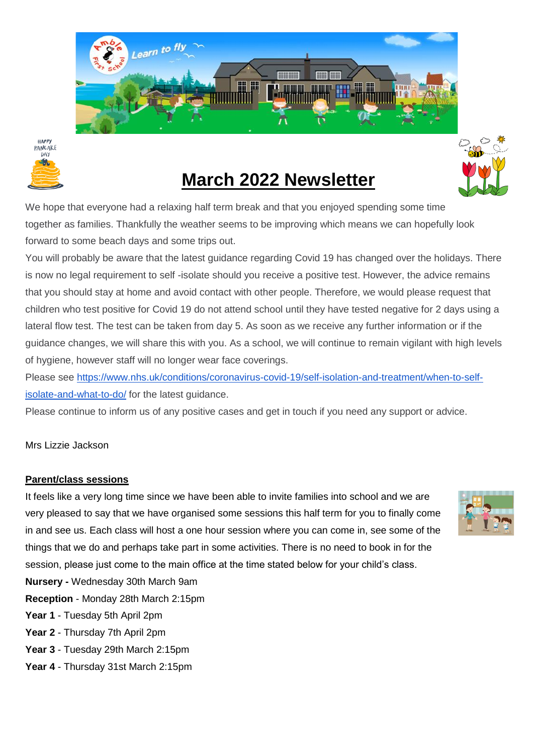# March 2022 Newsletter

We hope that everyone had a relaxing half term break and that you enjoyed spending some time together as families. Thankfully the weather seems to be improving which means we can hopefully look forward to some beach days and some trips out.

You will probably be aware that the latest guidance regarding Covid 19 has changed over the holidays. There is now no legal requirement to self -isolate should you receive a positive test. However, the advice remains that you should stay at home and avoid contact with other people. Therefore, we would please request that children who test positive for Covid 19 do not attend school until they have tested negative for 2 days using a lateral flow test. The test can be taken from day 5. As soon as we receive any further information or if the guidance changes, we will share this with you. As a school, we will continue to remain vigilant with high levels of hygiene, however staff will no longer wear face coverings.

Please see https://www.nhs.uk/conditions/coronavirus-covid-19/self-isolation-and-treatment/when-to-self-isolate-and-what-to-do/ for the latest guidance.

Please continue to inform us of any positive cases and get in touch if you need any support or advice.

Mrs Lizzie Jackson

## Parent/class sessions

It feels like a very long time since we have been able to invite families into school and we are very pleased to say that we have organised some sessions this half term for you to finally come in and see us. Each class will host a one hour session where you can come in, see some of the things that we do and perhaps take part in some activities. There is no need to book in for the session, please just come to the main office at the time stated below for your child's class.

**Nursery -** Wednesday 30th March 9am
**Reception** - Monday 28th March 2:15pm
**Year 1** - Tuesday 5th April 2pm
**Year 2** - Thursday 7th April 2pm
**Year 3** - Tuesday 29th March 2:15pm
**Year 4** - Thursday 31st March 2:15pm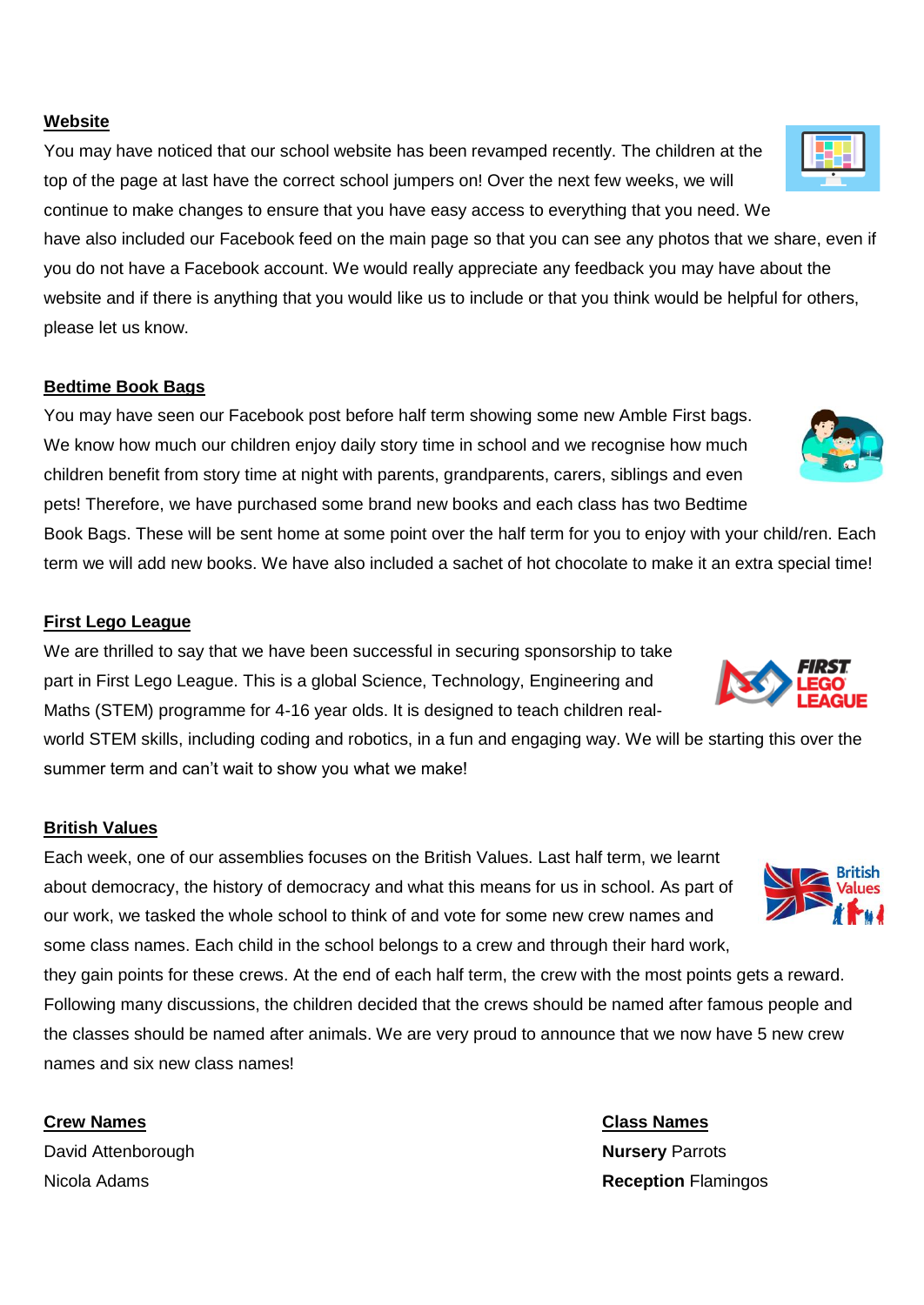**Website**

You may have noticed that our school website has been revamped recently. The children at the top of the page at last have the correct school jumpers on! Over the next few weeks, we will continue to make changes to ensure that you have easy access to everything that you need. We have also included our Facebook feed on the main page so that you can see any photos that we share, even if you do not have a Facebook account. We would really appreciate any feedback you may have about the website and if there is anything that you would like us to include or that you think would be helpful for others, please let us know.

**Bedtime Book Bags**

You may have seen our Facebook post before half term showing some new Amble First bags. We know how much our children enjoy daily story time in school and we recognise how much children benefit from story time at night with parents, grandparents, carers, siblings and even pets! Therefore, we have purchased some brand new books and each class has two Bedtime Book Bags. These will be sent home at some point over the half term for you to enjoy with your child/ren. Each term we will add new books. We have also included a sachet of hot chocolate to make it an extra special time!

**First Lego League**

We are thrilled to say that we have been successful in securing sponsorship to take part in First Lego League. This is a global Science, Technology, Engineering and Maths (STEM) programme for 4-16 year olds. It is designed to teach children real-world STEM skills, including coding and robotics, in a fun and engaging way. We will be starting this over the summer term and can't wait to show you what we make!

**British Values**

Each week, one of our assemblies focuses on the British Values. Last half term, we learnt about democracy, the history of democracy and what this means for us in school. As part of our work, we tasked the whole school to think of and vote for some new crew names and some class names. Each child in the school belongs to a crew and through their hard work, they gain points for these crews. At the end of each half term, the crew with the most points gets a reward. Following many discussions, the children decided that the crews should be named after famous people and the classes should be named after animals. We are very proud to announce that we now have 5 new crew names and six new class names!

**Crew Names**

David Attenborough

Nicola Adams

**Class Names**

**Nursery** Parrots

**Reception** Flamingos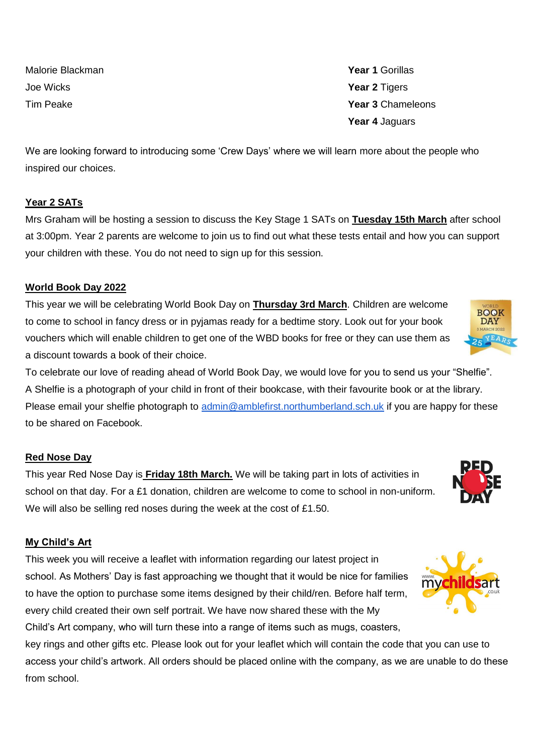| | |
|---|---|
| Malorie Blackman | **Year 1** Gorillas |
| Joe Wicks | **Year 2** Tigers |
| Tim Peake | **Year 3** Chameleons |
| | **Year 4** Jaguars |

We are looking forward to introducing some 'Crew Days' where we will learn more about the people who inspired our choices.

## Year 2 SATs

Mrs Graham will be hosting a session to discuss the Key Stage 1 SATs on **Tuesday 15th March** after school at 3:00pm. Year 2 parents are welcome to join us to find out what these tests entail and how you can support your children with these. You do not need to sign up for this session.

## World Book Day 2022

This year we will be celebrating World Book Day on **Thursday 3rd March**. Children are welcome to come to school in fancy dress or in pyjamas ready for a bedtime story. Look out for your book vouchers which will enable children to get one of the WBD books for free or they can use them as a discount towards a book of their choice.

To celebrate our love of reading ahead of World Book Day, we would love for you to send us your "Shelfie". A Shelfie is a photograph of your child in front of their bookcase, with their favourite book or at the library. Please email your shelfie photograph to admin@amblefirst.northumberland.sch.uk if you are happy for these to be shared on Facebook.

## Red Nose Day

This year Red Nose Day is **Friday 18th March.** We will be taking part in lots of activities in school on that day. For a £1 donation, children are welcome to come to school in non-uniform. We will also be selling red noses during the week at the cost of £1.50.

## My Child's Art

This week you will receive a leaflet with information regarding our latest project in school. As Mothers' Day is fast approaching we thought that it would be nice for families to have the option to purchase some items designed by their child/ren. Before half term, every child created their own self portrait. We have now shared these with the My Child's Art company, who will turn these into a range of items such as mugs, coasters, key rings and other gifts etc. Please look out for your leaflet which will contain the code that you can use to access your child's artwork. All orders should be placed online with the company, as we are unable to do these from school.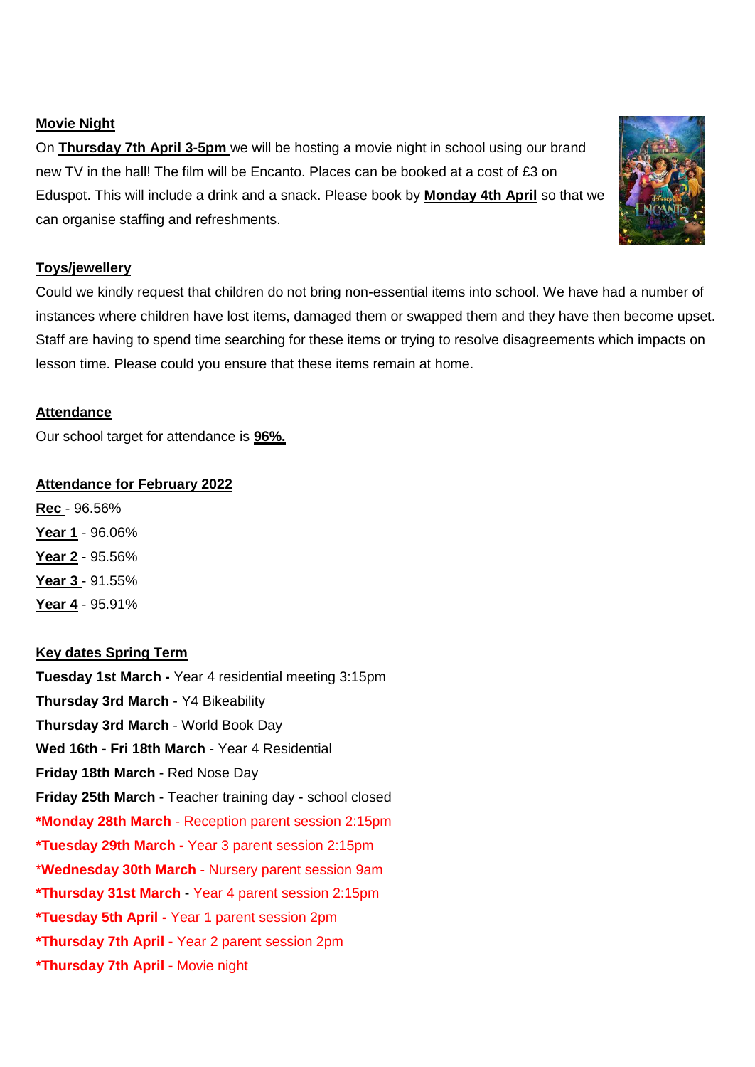**Movie Night**

On **Thursday 7th April 3-5pm** we will be hosting a movie night in school using our brand new TV in the hall! The film will be Encanto. Places can be booked at a cost of £3 on Eduspot. This will include a drink and a snack. Please book by **Monday 4th April** so that we can organise staffing and refreshments.

**Toys/jewellery**

Could we kindly request that children do not bring non-essential items into school. We have had a number of instances where children have lost items, damaged them or swapped them and they have then become upset. Staff are having to spend time searching for these items or trying to resolve disagreements which impacts on lesson time. Please could you ensure that these items remain at home.

**Attendance**

Our school target for attendance is **96%.**

**Attendance for February 2022**

**Rec** - 96.56%
**Year 1** - 96.06%
**Year 2** - 95.56%
**Year 3** - 91.55%
**Year 4** - 95.91%

**Key dates Spring Term**

**Tuesday 1st March -** Year 4 residential meeting 3:15pm
**Thursday 3rd March** - Y4 Bikeability
**Thursday 3rd March** - World Book Day
**Wed 16th - Fri 18th March** - Year 4 Residential
**Friday 18th March** - Red Nose Day
**Friday 25th March** - Teacher training day - school closed
***Monday 28th March** - Reception parent session 2:15pm
***Tuesday 29th March -** Year 3 parent session 2:15pm
***Wednesday 30th March** - Nursery parent session 9am
***Thursday 31st March** - Year 4 parent session 2:15pm
***Tuesday 5th April -** Year 1 parent session 2pm
***Thursday 7th April -** Year 2 parent session 2pm
***Thursday 7th April -** Movie night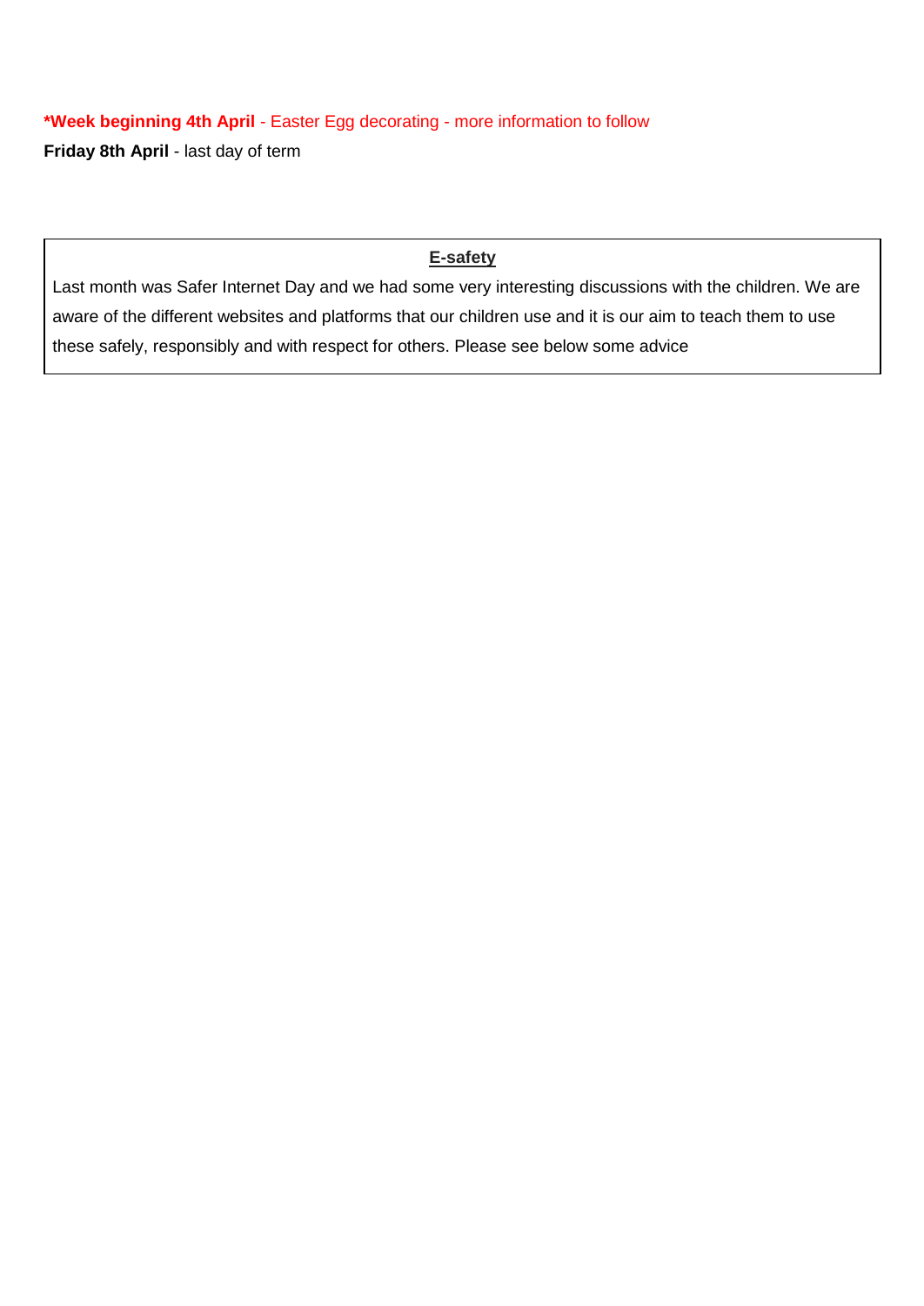**\*Week beginning 4th April** - Easter Egg decorating - more information to follow

**Friday 8th April** - last day of term

## E-safety

Last month was Safer Internet Day and we had some very interesting discussions with the children. We are aware of the different websites and platforms that our children use and it is our aim to teach them to use these safely, responsibly and with respect for others. Please see below some advice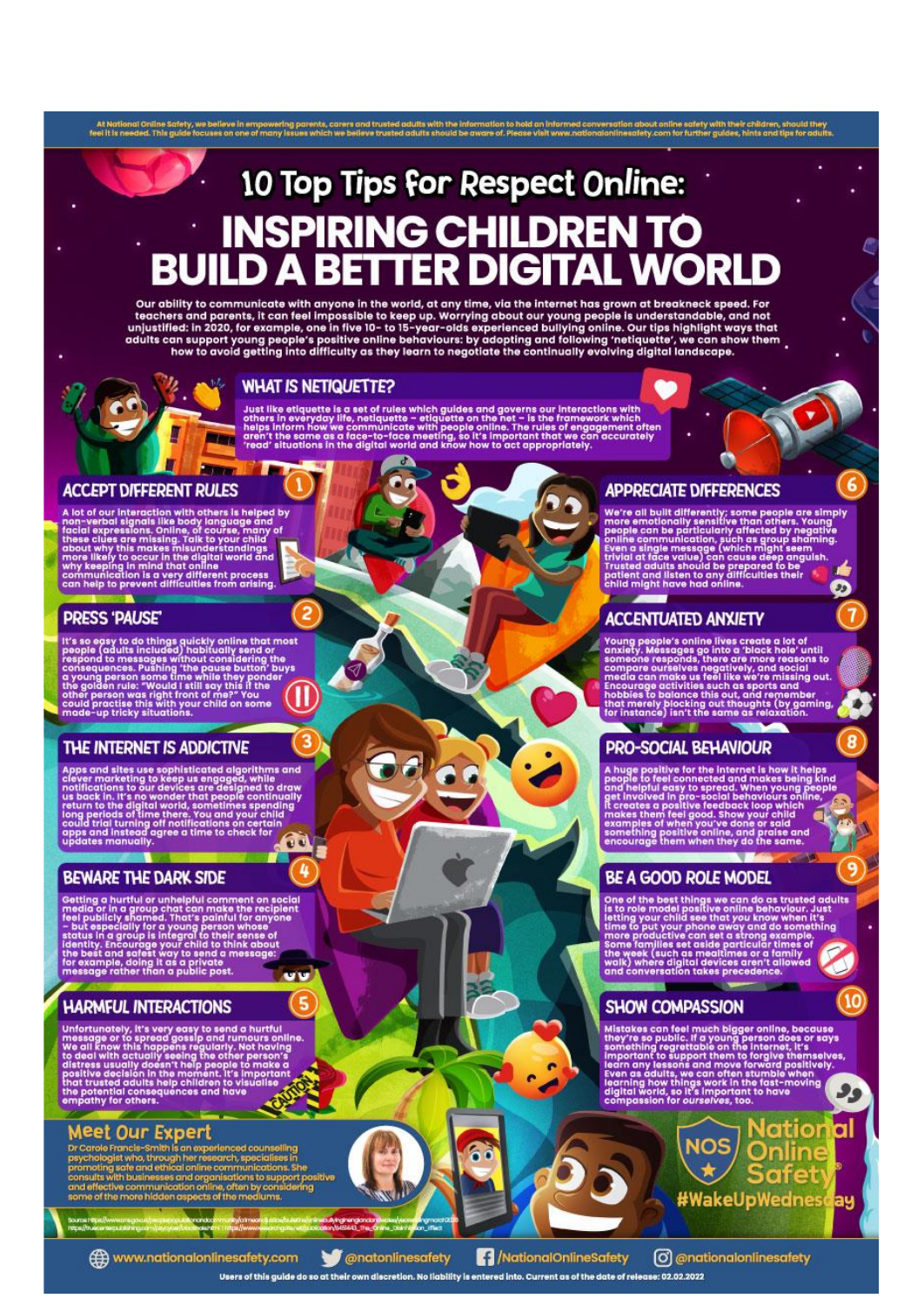At National Online Safety, we believe in empowering parents, carers and trusted adults with the information to hold an informed conversation about online safety with their children, should they feel it is needed. This guide focuses on one of many issues which we believe trusted adults should be aware of. Please visit www.nationalonlinesafety.com for further guides, hints and tips for adults.

# 10 Top Tips for Respect Online:

# INSPIRING CHILDREN TO BUILD A BETTER DIGITAL WORLD

Our ability to communicate with anyone in the world, at any time, via the internet has grown at breakneck speed. For teachers and parents, it can feel impossible to keep up. Worrying about our young people is understandable, and not unjustified: in 2020, for example, one in five 10- to 15-year-olds experienced bullying online. Our tips highlight ways that adults can support young people's positive online behaviours: by adopting and following 'netiquette', we can show them how to avoid getting into difficulty as they learn to negotiate the continually evolving digital landscape.

## WHAT IS NETIQUETTE?

Just like etiquette is a set of rules which guides and governs our interactions with others in everyday life, netiquette – etiquette on the net – is the framework which helps inform how we communicate with people online. The rules of engagement often aren't the same as a face-to-face meeting, so it's important that we can accurately 'read' situations in the digital world and know how to act appropriately.

## 1 ACCEPT DIFFERENT RULES

A lot of our interaction with others is helped by non-verbal signals like body language and facial expressions. Online, of course, many of these clues are missing. Talk to your child about why this makes misunderstandings more likely to occur in the digital world and why keeping in mind that online communication is a very different process can help to prevent difficulties from arising.

## 2 PRESS 'PAUSE'

It's so easy to do things quickly online that most people (adults included) habitually send or respond to messages without considering the consequences. Pushing 'the pause button' buys a young person some time while they ponder the golden rule: "Would I still say this if the other person was right front of me?" You could practise this with your child on some made-up tricky situations.

## 3 THE INTERNET IS ADDICTIVE

Apps and sites use sophisticated algorithms and clever marketing to keep us engaged, while notifications to our devices are designed to draw us back in. It's no wonder that people continually return to the digital world, sometimes spending long periods of time there. You and your child could trial turning off notifications on certain apps and instead agree a time to check for updates manually.

## 4 BEWARE THE DARK SIDE

Getting a hurtful or unhelpful comment on social media or in a group chat can make the recipient feel publicly shamed. That's painful for anyone – but especially for a young person whose status in a group is integral to their sense of identity. Encourage your child to think about the best and safest way to send a message: for example, doing it as a private message rather than a public post.

## 5 HARMFUL INTERACTIONS

Unfortunately, it's very easy to send a hurtful message or to spread gossip and rumours online. We all know this happens regularly. Not having to deal with actually seeing the other person's distress usually doesn't help people to make a positive decision in the moment. It's important that trusted adults help children to visualise the potential consequences and have empathy for others.

## 6 APPRECIATE DIFFERENCES

We're all built differently; some people are simply more emotionally sensitive than others. Young people can be particularly affected by negative online communication, such as group shaming. Even a single message (which might seem trivial at face value) can cause deep anguish. Trusted adults should be prepared to be patient and listen to any difficulties their child might have had online.

## 7 ACCENTUATED ANXIETY

Young people's online lives create a lot of anxiety. Messages go into a 'black hole' until someone responds, there are more reasons to compare ourselves negatively, and social media can make us feel like we're missing out. Encourage activities such as sports and hobbies to balance this out, and remember that merely blocking out thoughts (by gaming, for instance) isn't the same as relaxation.

## 8 PRO-SOCIAL BEHAVIOUR

A huge positive for the internet is how it helps people to feel connected and makes being kind and helpful easy to spread. When young people get involved in pro-social behaviours online, it creates a positive feedback loop which makes them feel good. Show your child examples of when you've done or said something positive online, and praise and encourage them when they do the same.

## 9 BE A GOOD ROLE MODEL

One of the best things we can do as trusted adults is to role model positive online behaviour. Just letting your child see that you know when it's time to put your phone away and do something more productive can set a strong example. Some families set aside particular times of the week (such as mealtimes or a family walk) where digital devices aren't allowed and conversation takes precedence.

## 10 SHOW COMPASSION

Mistakes can feel much bigger online, because they're so public. If a young person does or says something regrettable on the internet, it's important to support them to forgive themselves, learn any lessons and move forward positively. Even as adults, we can often stumble when learning how things work in the fast-moving digital world, so it's important to have compassion for *ourselves*, too.

## Meet Our Expert

Dr Carole Francis-Smith is an experienced counselling psychologist who, through her research, specialises in promoting safe and ethical online communications. She consults with businesses and organisations to support positive and effective communication online, often by considering some of the more hidden aspects of the mediums.

National Online Safety #WakeUpWednesday

www.nationalonlinesafety.com | @natonlinesafety | /NationalOnlineSafety | @nationalonlinesafety

Users of this guide do so at their own discretion. No liability is entered into. Current as of the date of release: 02.02.2022